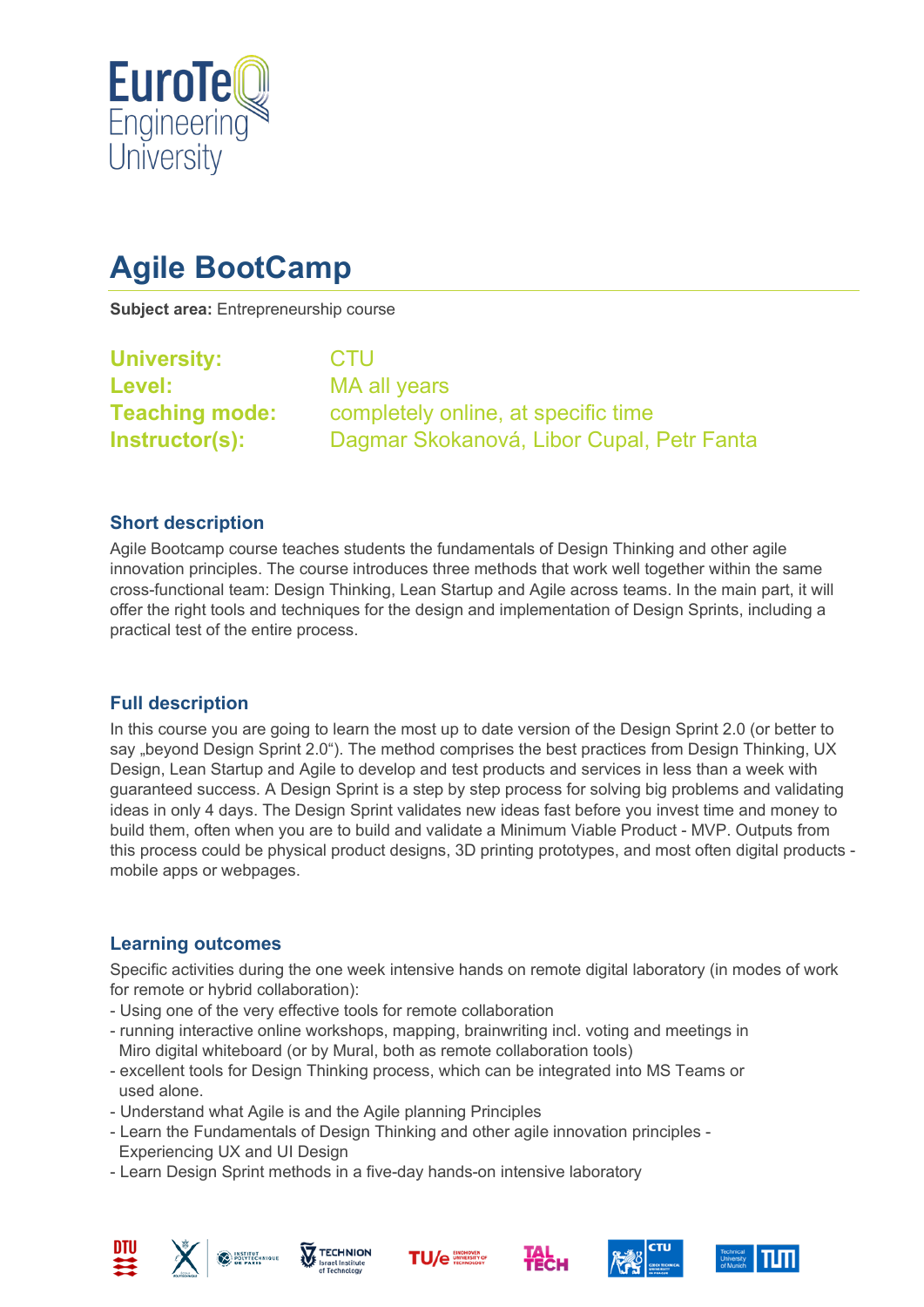# Agile BootCamp

**Subject area:** Entrepreneurship course

**University:** CTU
**Level:** MA all years
**Teaching mode:** completely online, at specific time
**Instructor(s):** Dagmar Skokanová, Libor Cupal, Petr Fanta

## Short description

Agile Bootcamp course teaches students the fundamentals of Design Thinking and other agile innovation principles. The course introduces three methods that work well together within the same cross-functional team: Design Thinking, Lean Startup and Agile across teams. In the main part, it will offer the right tools and techniques for the design and implementation of Design Sprints, including a practical test of the entire process.

## Full description

In this course you are going to learn the most up to date version of the Design Sprint 2.0 (or better to say „beyond Design Sprint 2.0"). The method comprises the best practices from Design Thinking, UX Design, Lean Startup and Agile to develop and test products and services in less than a week with guaranteed success. A Design Sprint is a step by step process for solving big problems and validating ideas in only 4 days. The Design Sprint validates new ideas fast before you invest time and money to build them, often when you are to build and validate a Minimum Viable Product - MVP. Outputs from this process could be physical product designs, 3D printing prototypes, and most often digital products - mobile apps or webpages.

## Learning outcomes

Specific activities during the one week intensive hands on remote digital laboratory (in modes of work for remote or hybrid collaboration):

- Using one of the very effective tools for remote collaboration
- running interactive online workshops, mapping, brainwriting incl. voting and meetings in Miro digital whiteboard (or by Mural, both as remote collaboration tools)
- excellent tools for Design Thinking process, which can be integrated into MS Teams or used alone.
- Understand what Agile is and the Agile planning Principles
- Learn the Fundamentals of Design Thinking and other agile innovation principles - Experiencing UX and UI Design
- Learn Design Sprint methods in a five-day hands-on intensive laboratory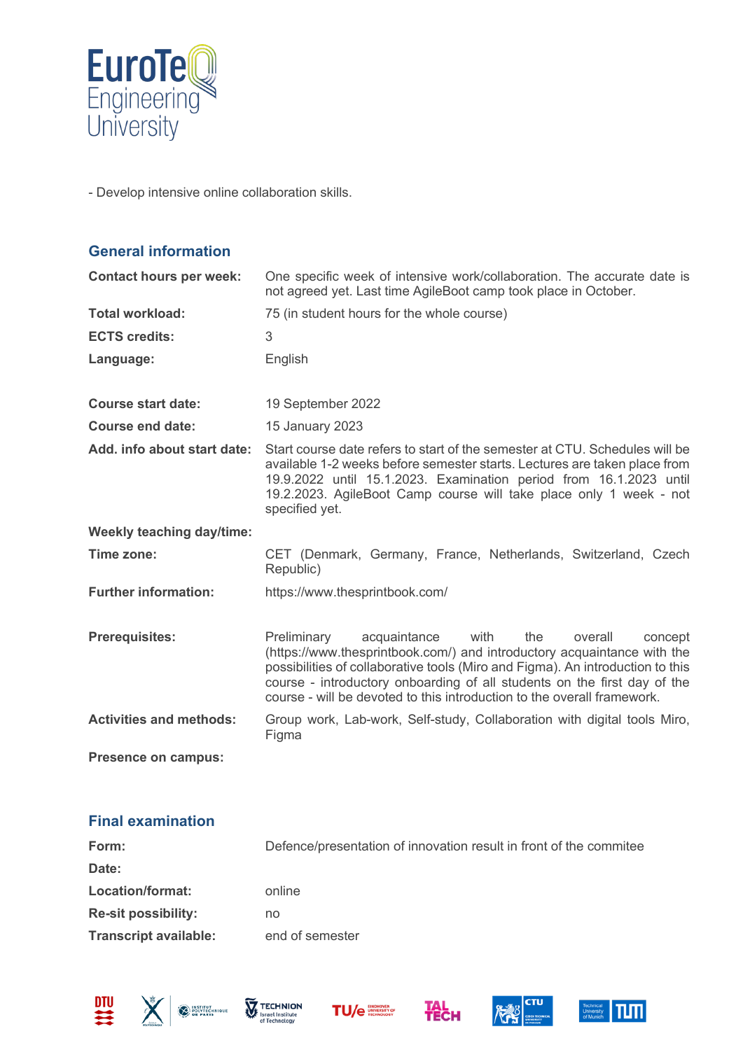- Develop intensive online collaboration skills.

## General information

| | |
|---|---|
| **Contact hours per week:** | One specific week of intensive work/collaboration. The accurate date is not agreed yet. Last time AgileBoot camp took place in October. |
| **Total workload:** | 75 (in student hours for the whole course) |
| **ECTS credits:** | 3 |
| **Language:** | English |
| **Course start date:** | 19 September 2022 |
| **Course end date:** | 15 January 2023 |
| **Add. info about start date:** | Start course date refers to start of the semester at CTU. Schedules will be available 1-2 weeks before semester starts. Lectures are taken place from 19.9.2022 until 15.1.2023. Examination period from 16.1.2023 until 19.2.2023. AgileBoot Camp course will take place only 1 week - not specified yet. |
| **Weekly teaching day/time:** | |
| **Time zone:** | CET (Denmark, Germany, France, Netherlands, Switzerland, Czech Republic) |
| **Further information:** | https://www.thesprintbook.com/ |
| **Prerequisites:** | Preliminary acquaintance with the overall concept (https://www.thesprintbook.com/) and introductory acquaintance with the possibilities of collaborative tools (Miro and Figma). An introduction to this course - introductory onboarding of all students on the first day of the course - will be devoted to this introduction to the overall framework. |
| **Activities and methods:** | Group work, Lab-work, Self-study, Collaboration with digital tools Miro, Figma |
| **Presence on campus:** | |

## Final examination

| | |
|---|---|
| **Form:** | Defence/presentation of innovation result in front of the commitee |
| **Date:** | |
| **Location/format:** | online |
| **Re-sit possibility:** | no |
| **Transcript available:** | end of semester |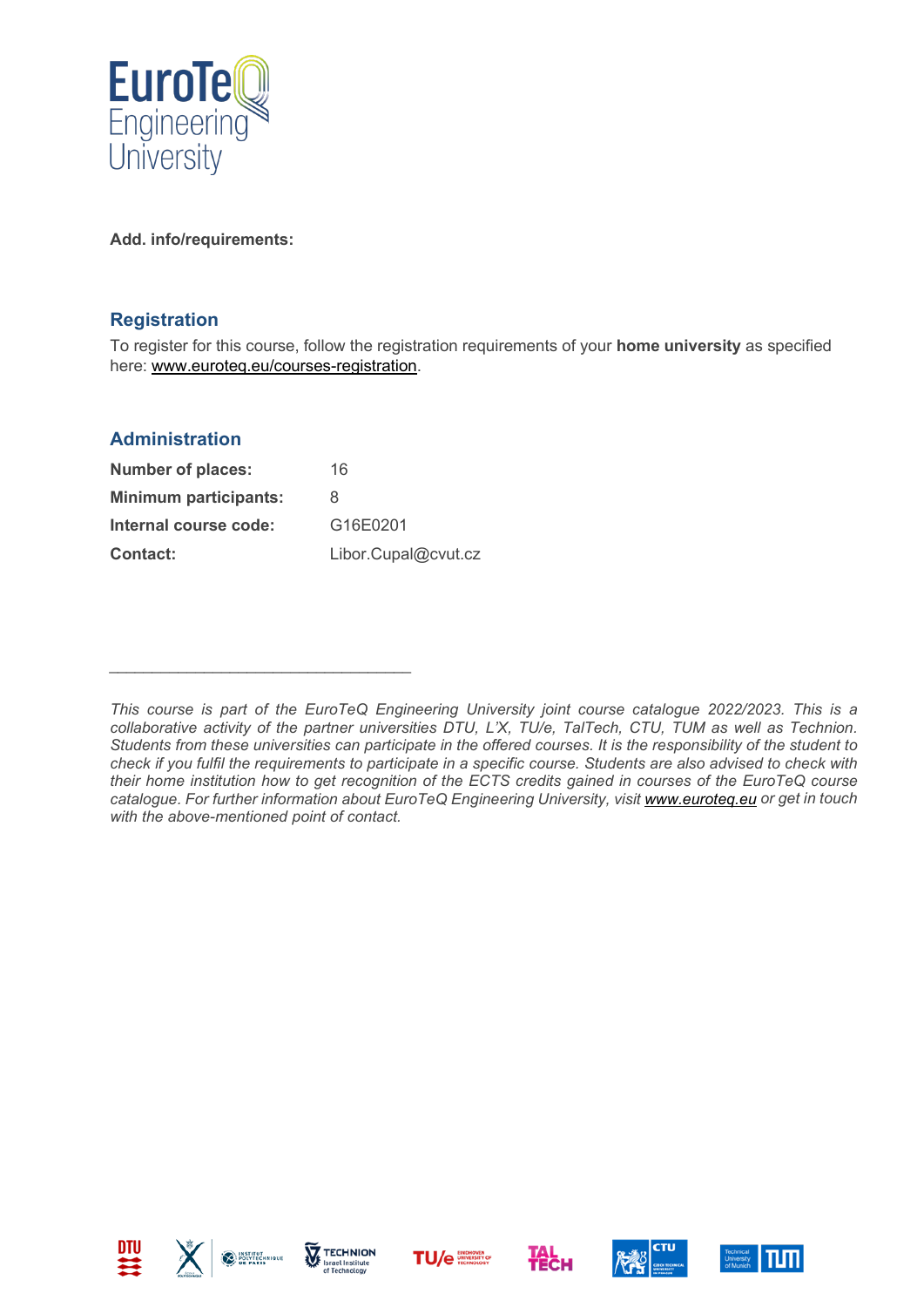**Add. info/requirements:**

## Registration

To register for this course, follow the registration requirements of your **home university** as specified here: www.euroteq.eu/courses-registration.

## Administration

| | |
|---|---|
| **Number of places:** | 16 |
| **Minimum participants:** | 8 |
| **Internal course code:** | G16E0201 |
| **Contact:** | Libor.Cupal@cvut.cz |

---

*This course is part of the EuroTeQ Engineering University joint course catalogue 2022/2023. This is a collaborative activity of the partner universities DTU, L'X, TU/e, TalTech, CTU, TUM as well as Technion. Students from these universities can participate in the offered courses. It is the responsibility of the student to check if you fulfil the requirements to participate in a specific course. Students are also advised to check with their home institution how to get recognition of the ECTS credits gained in courses of the EuroTeQ course catalogue. For further information about EuroTeQ Engineering University, visit www.euroteq.eu or get in touch with the above-mentioned point of contact.*